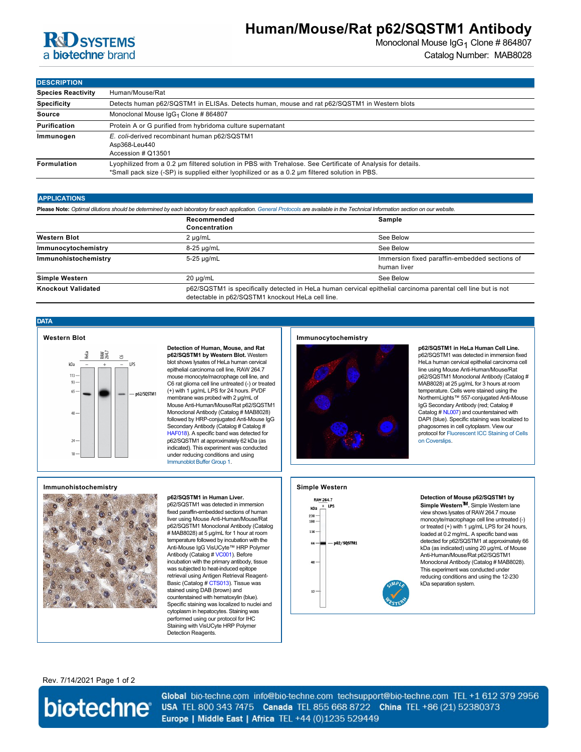# Human/Mouse/Rat p62/SQSTM1 Antibody

Monoclonal Mouse $IgG_1$ Clone # 864807

Catalog Number: MAB8028

## DESCRIPTION

| | |
|---|---|
| **Species Reactivity** | Human/Mouse/Rat |
| **Specificity** | Detects human p62/SQSTM1 in ELISAs. Detects human, mouse and rat p62/SQSTM1 in Western blots |
| **Source** | Monoclonal Mouse $IgG_1$ Clone # 864807 |
| **Purification** | Protein A or G purified from hybridoma culture supernatant |
| **Immunogen** | *E. coli*-derived recombinant human p62/SQSTM1<br>Asp368-Leu440<br>Accession # Q13501 |
| **Formulation** | Lyophilized from a 0.2 μm filtered solution in PBS with Trehalose. See Certificate of Analysis for details.<br>*Small pack size (-SP) is supplied either lyophilized or as a 0.2 μm filtered solution in PBS. |

## APPLICATIONS

**Please Note:** *Optimal dilutions should be determined by each laboratory for each application. General Protocols are available in the Technical Information section on our website.*

| | Recommended Concentration | Sample |
|---|---|---|
| **Western Blot** | 2 µg/mL | See Below |
| **Immunocytochemistry** | 8-25 µg/mL | See Below |
| **Immunohistochemistry** | 5-25 µg/mL | Immersion fixed paraffin-embedded sections of human liver |
| **Simple Western** | 20 µg/mL | See Below |
| **Knockout Validated** | p62/SQSTM1 is specifically detected in HeLa human cervical epithelial carcinoma parental cell line but is not detectable in p62/SQSTM1 knockout HeLa cell line. | |

## DATA

### Western Blot

**Detection of Human, Mouse, and Rat p62/SQSTM1 by Western Blot.** Western blot shows lysates of HeLa human cervical epithelial carcinoma cell line, RAW 264.7 mouse monocyte/macrophage cell line, and C6 rat glioma cell line untreated (-) or treated (+) with 1 µg/mL LPS for 24 hours. PVDF membrane was probed with 2 µg/mL of Mouse Anti-Human/Mouse/Rat p62/SQSTM1 Monoclonal Antibody (Catalog # MAB8028) followed by HRP-conjugated Anti-Mouse IgG Secondary Antibody (Catalog # Catalog # HAF018). A specific band was detected for p62/SQSTM1 at approximately 62 kDa (as indicated). This experiment was conducted under reducing conditions and using Immunoblot Buffer Group 1.

### Immunocytochemistry

**p62/SQSTM1 in HeLa Human Cell Line.** p62/SQSTM1 was detected in immersion fixed HeLa human cervical epithelial carcinoma cell line using Mouse Anti-Human/Mouse/Rat p62/SQSTM1 Monoclonal Antibody (Catalog # MAB8028) at 25 µg/mL for 3 hours at room temperature. Cells were stained using the NorthernLights™ 557-conjugated Anti-Mouse IgG Secondary Antibody (red; Catalog # Catalog # NL007) and counterstained with DAPI (blue). Specific staining was localized to phagosomes in cell cytoplasm. View our protocol for Fluorescent ICC Staining of Cells on Coverslips.

### Immunohistochemistry

**p62/SQSTM1 in Human Liver.** p62/SQSTM1 was detected in immersion fixed paraffin-embedded sections of human liver using Mouse Anti-Human/Mouse/Rat p62/SQSTM1 Monoclonal Antibody (Catalog # MAB8028) at 5 µg/mL for 1 hour at room temperature followed by incubation with the Anti-Mouse IgG VisUCyte™ HRP Polymer Antibody (Catalog # VC001). Before incubation with the primary antibody, tissue was subjected to heat-induced epitope retrieval using Antigen Retrieval Reagent-Basic (Catalog # CTS013). Tissue was stained using DAB (brown) and counterstained with hematoxylin (blue). Specific staining was localized to nuclei and cytoplasm in hepatocytes. Staining was performed using our protocol for IHC Staining with VisUCyte HRP Polymer Detection Reagents.

### Simple Western

**Detection of Mouse p62/SQSTM1 by Simple Western™.** Simple Western lane view shows lysates of RAW 264.7 mouse monocyte/macrophage cell line untreated (-) or treated (+) with 1 µg/mL LPS for 24 hours, loaded at 0.2 mg/mL. A specific band was detected for p62/SQSTM1 at approximately 66 kDa (as indicated) using 20 µg/mL of Mouse Anti-Human/Mouse/Rat p62/SQSTM1 Monoclonal Antibody (Catalog # MAB8028). This experiment was conducted under reducing conditions and using the 12-230 kDa separation system.

Rev. 7/14/2021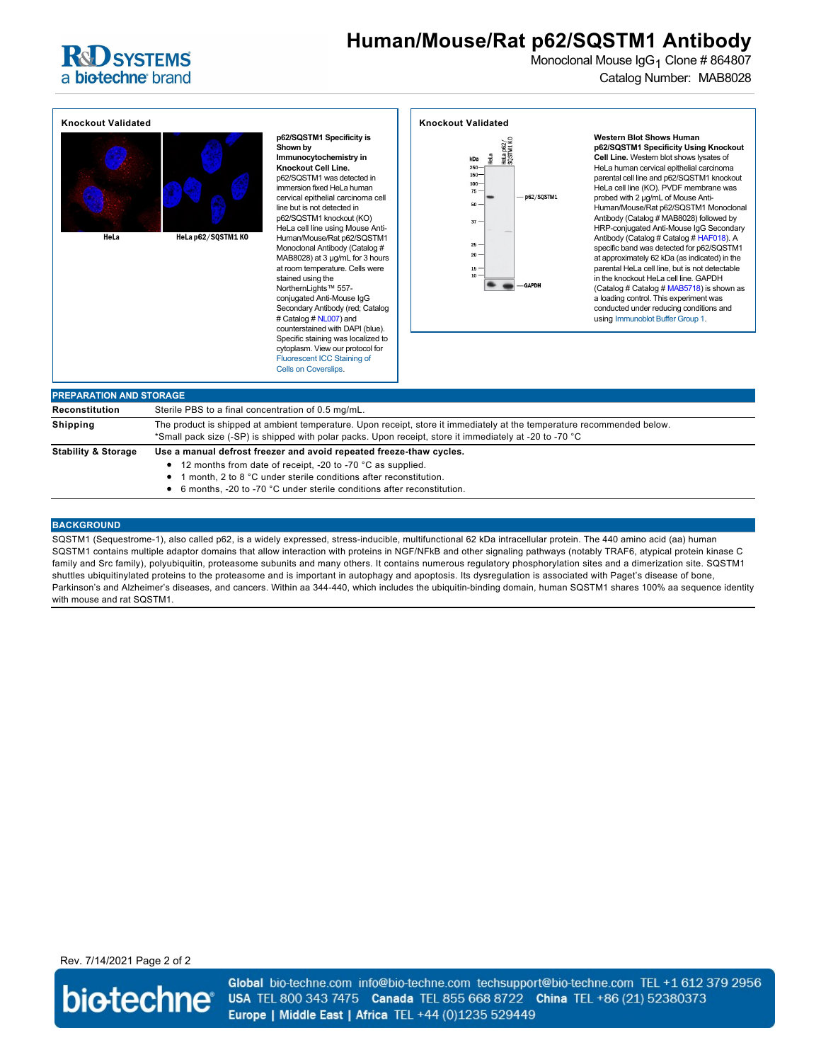# Human/Mouse/Rat p62/SQSTM1 Antibody

Monoclonal Mouse $IgG_1$ Clone # 864807

Catalog Number: MAB8028

**Knockout Validated**

HeLa

HeLa p62/SQSTM1 KO

**p62/SQSTM1 Specificity is Shown by Immunocytochemistry in Knockout Cell Line.** p62/SQSTM1 was detected in immersion fixed HeLa human cervical epithelial carcinoma cell line but is not detected in p62/SQSTM1 knockout (KO) HeLa cell line using Mouse Anti-Human/Mouse/Rat p62/SQSTM1 Monoclonal Antibody (Catalog # MAB8028) at 3 µg/mL for 3 hours at room temperature. Cells were stained using the NorthernLights™ 557-conjugated Anti-Mouse IgG Secondary Antibody (red; Catalog # Catalog # NL007) and counterstained with DAPI (blue). Specific staining was localized to cytoplasm. View our protocol for Fluorescent ICC Staining of Cells on Coverslips.

**Knockout Validated**

kDa
250
150
100
75
50
37
25
20
15
10

HeLa
HeLa p62/SQSTM1 KO

p62/SQSTM1

GAPDH

**Western Blot Shows Human p62/SQSTM1 Specificity Using Knockout Cell Line.** Western blot shows lysates of HeLa human cervical epithelial carcinoma parental cell line and p62/SQSTM1 knockout HeLa cell line (KO). PVDF membrane was probed with 2 µg/mL of Mouse Anti-Human/Mouse/Rat p62/SQSTM1 Monoclonal Antibody (Catalog # MAB8028) followed by HRP-conjugated Anti-Mouse IgG Secondary Antibody (Catalog # Catalog # HAF018). A specific band was detected for p62/SQSTM1 at approximately 62 kDa (as indicated) in the parental HeLa cell line, but is not detectable in the knockout HeLa cell line. GAPDH (Catalog # Catalog # MAB5718) is shown as a loading control. This experiment was conducted under reducing conditions and using Immunoblot Buffer Group 1.

## PREPARATION AND STORAGE

| | |
|---|---|
| **Reconstitution** | Sterile PBS to a final concentration of 0.5 mg/mL. |
| **Shipping** | The product is shipped at ambient temperature. Upon receipt, store it immediately at the temperature recommended below. *Small pack size (-SP) is shipped with polar packs. Upon receipt, store it immediately at -20 to -70 °C |
| **Stability & Storage** | **Use a manual defrost freezer and avoid repeated freeze-thaw cycles.** • 12 months from date of receipt, -20 to -70 °C as supplied. • 1 month, 2 to 8 °C under sterile conditions after reconstitution. • 6 months, -20 to -70 °C under sterile conditions after reconstitution. |

## BACKGROUND

SQSTM1 (Sequestrome-1), also called p62, is a widely expressed, stress-inducible, multifunctional 62 kDa intracellular protein. The 440 amino acid (aa) human SQSTM1 contains multiple adaptor domains that allow interaction with proteins in NGF/NFkB and other signaling pathways (notably TRAF6, atypical protein kinase C family and Src family), polyubiquitin, proteasome subunits and many others. It contains numerous regulatory phosphorylation sites and a dimerization site. SQSTM1 shuttles ubiquitinylated proteins to the proteasome and is important in autophagy and apoptosis. Its dysregulation is associated with Paget's disease of bone, Parkinson's and Alzheimer's diseases, and cancers. Within aa 344-440, which includes the ubiquitin-binding domain, human SQSTM1 shares 100% aa sequence identity with mouse and rat SQSTM1.

Rev. 7/14/2021

**Global** bio-techne.com info@bio-techne.com techsupport@bio-techne.com TEL +1 612 379 2956
**USA** TEL 800 343 7475 **Canada** TEL 855 668 8722 **China** TEL +86 (21) 52380373
**Europe | Middle East | Africa** TEL +44 (0)1235 529449